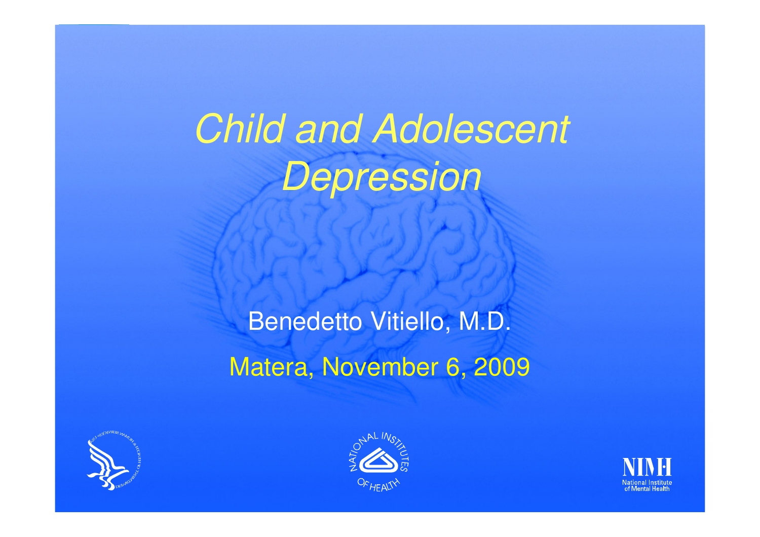# *Child and Adolescent Depression*

Benedetto Vitiello, M.D.

Matera, November 6, 2009

NIMH National Institute of Mental Health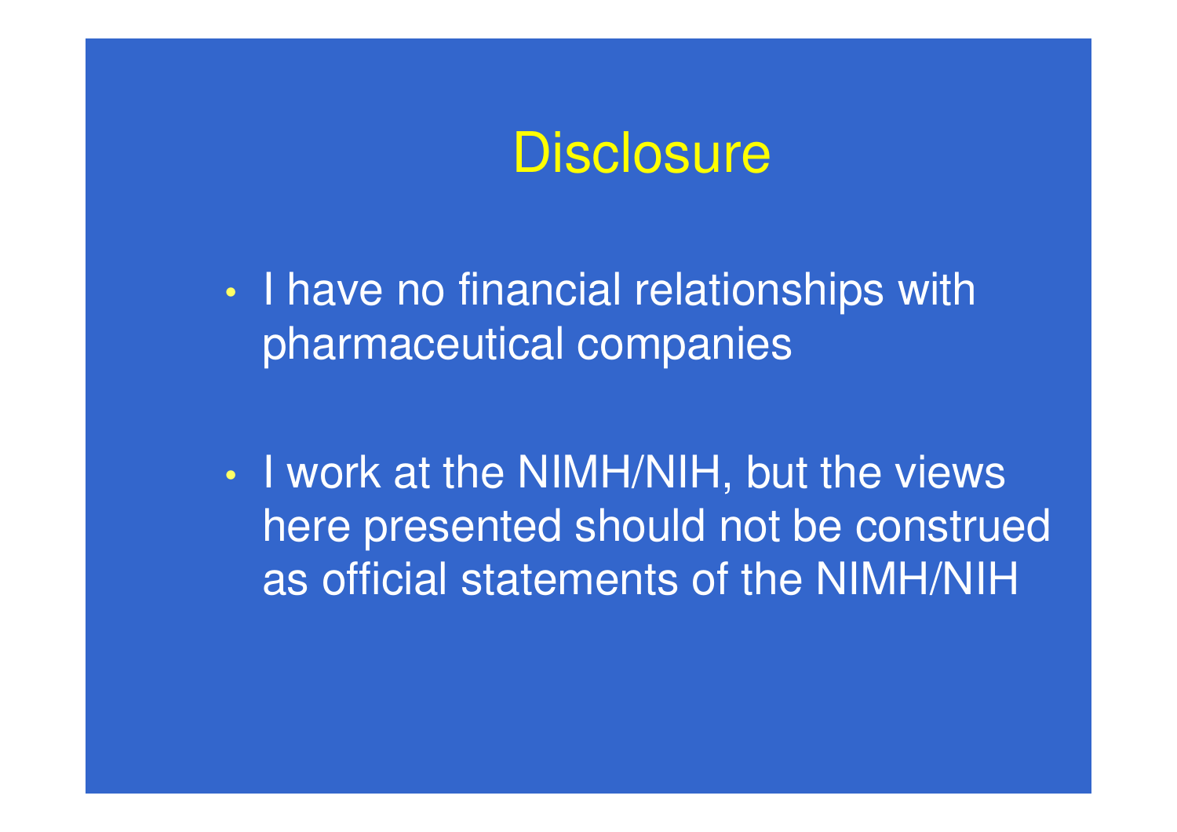# Disclosure

- I have no financial relationships with pharmaceutical companies
- I work at the NIMH/NIH, but the views here presented should not be construed as official statements of the NIMH/NIH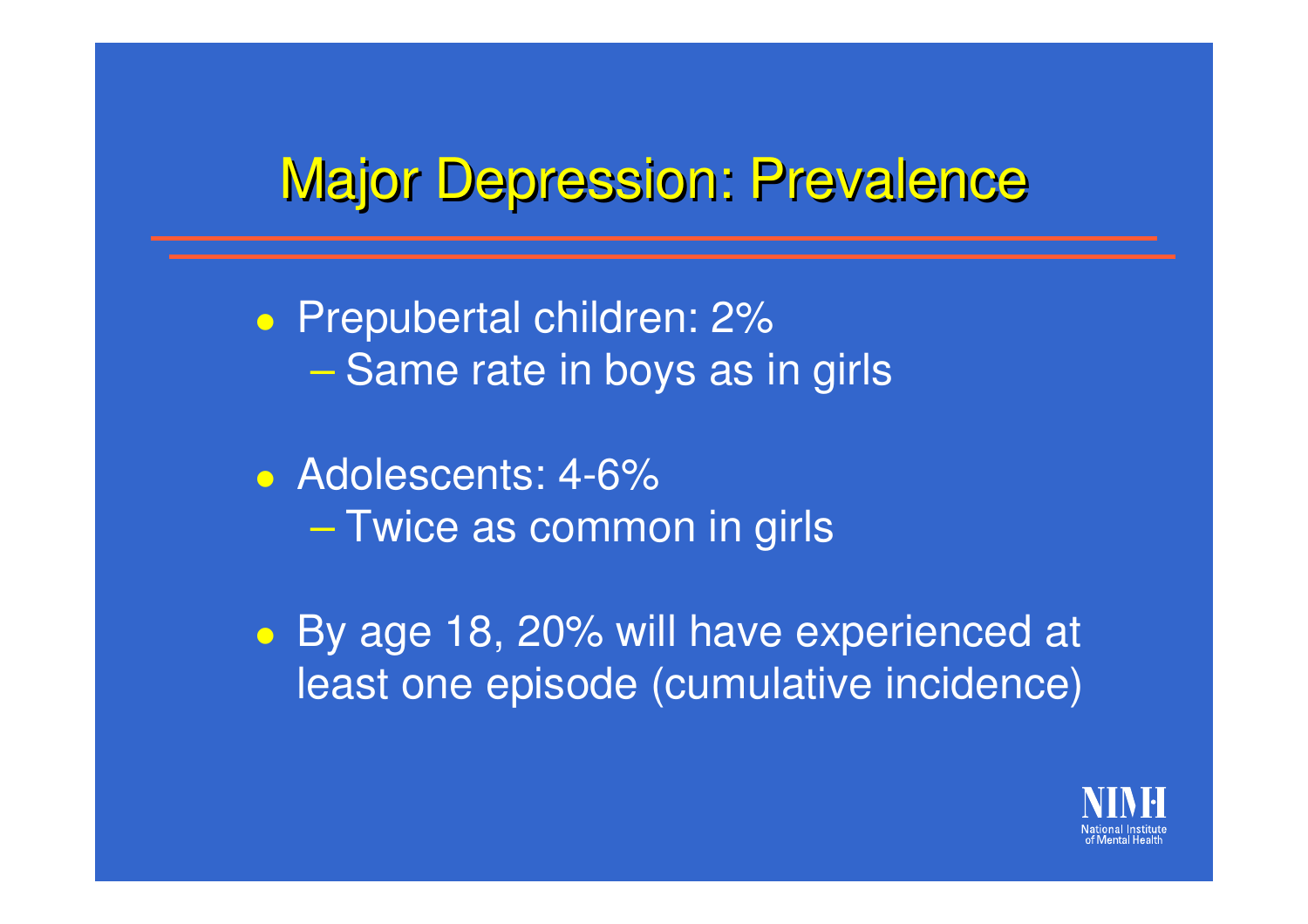# Major Depression: Prevalence

- Prepubertal children: 2%
  - Same rate in boys as in girls
- Adolescents: 4-6%
  - Twice as common in girls
- By age 18, 20% will have experienced at least one episode (cumulative incidence)

NIMH National Institute of Mental Health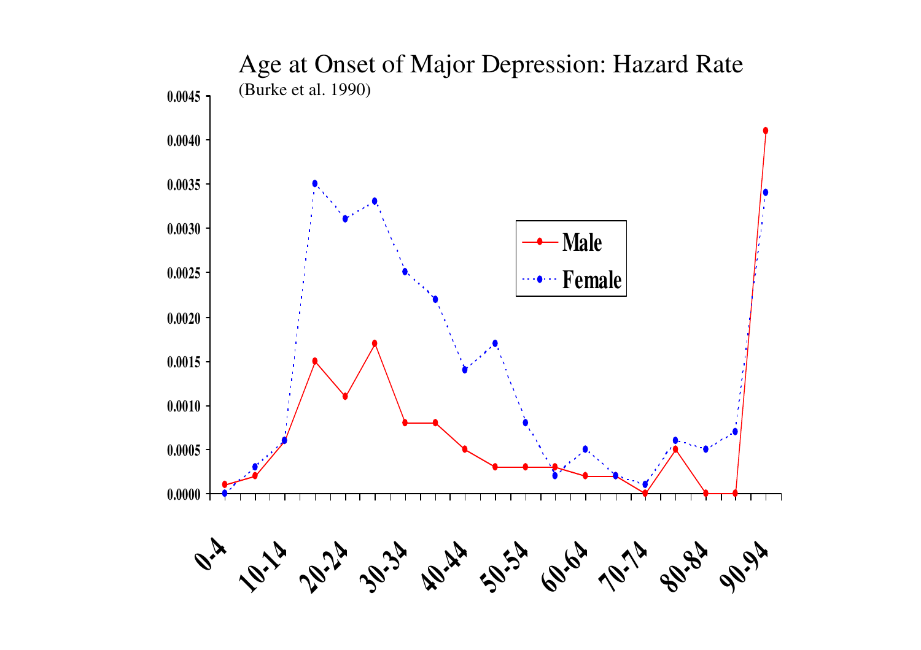# Age at Onset of Major Depression: Hazard Rate

(Burke et al. 1990)

| Age | Male | Female |
|---|---|---|
| 0-4 | 0.0001 | 0.0000 |
| 5-9 | 0.0002 | 0.0003 |
| 10-14 | 0.0006 | 0.0006 |
| 15-19 | 0.0015 | 0.0035 |
| 20-24 | 0.0011 | 0.0031 |
| 25-29 | 0.0017 | 0.0033 |
| 30-34 | 0.0008 | 0.0025 |
| 35-39 | 0.0008 | 0.0022 |
| 40-44 | 0.0005 | 0.0014 |
| 45-49 | 0.0003 | 0.0017 |
| 50-54 | 0.0003 | 0.0008 |
| 55-59 | 0.0003 | 0.0002 |
| 60-64 | 0.0002 | 0.0005 |
| 65-69 | 0.0002 | 0.0002 |
| 70-74 | 0.0000 | 0.0001 |
| 75-79 | 0.0005 | 0.0006 |
| 80-84 | 0.0000 | 0.0005 |
| 85-89 | 0.0000 | 0.0007 |
| 90-94 | 0.0041 | 0.0034 |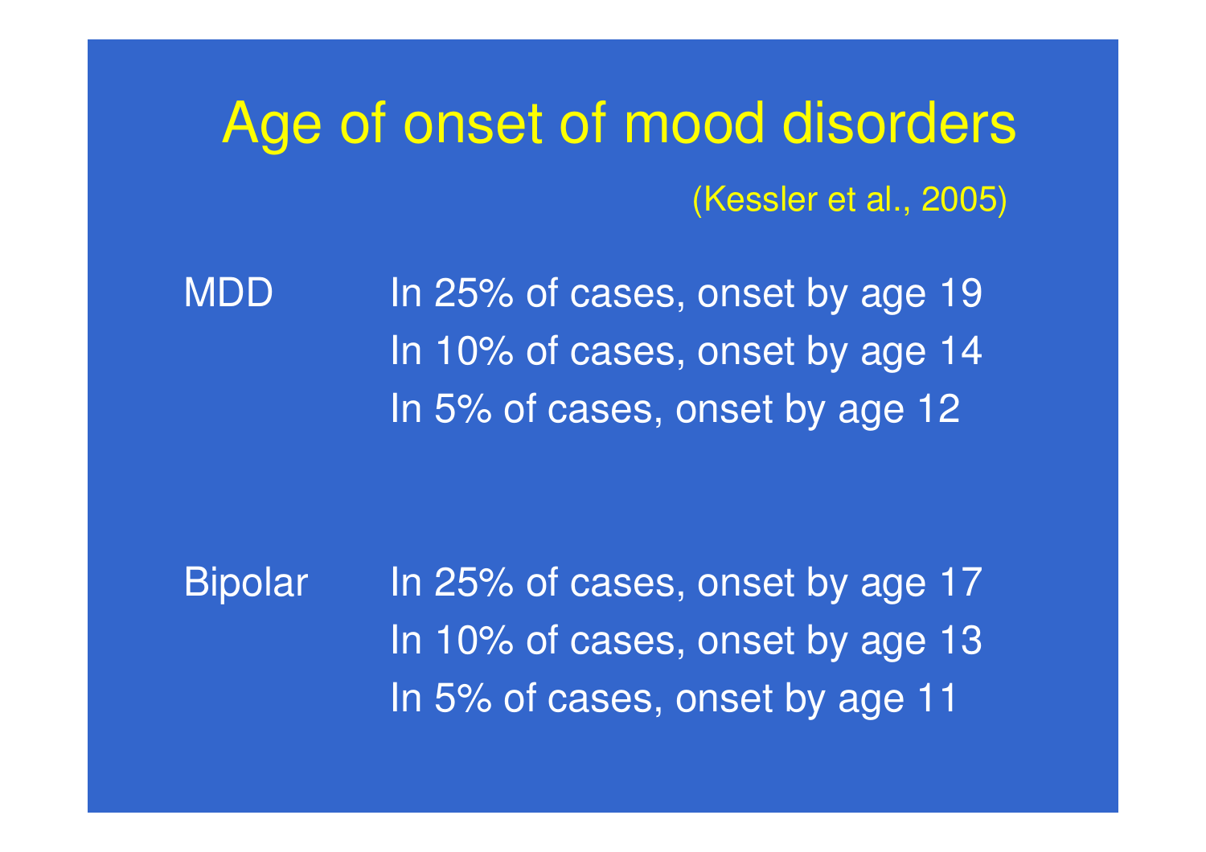# Age of onset of mood disorders

(Kessler et al., 2005)

| | |
|---|---|
| MDD | In 25% of cases, onset by age 19 |
| | In 10% of cases, onset by age 14 |
| | In 5% of cases, onset by age 12 |
| Bipolar | In 25% of cases, onset by age 17 |
| | In 10% of cases, onset by age 13 |
| | In 5% of cases, onset by age 11 |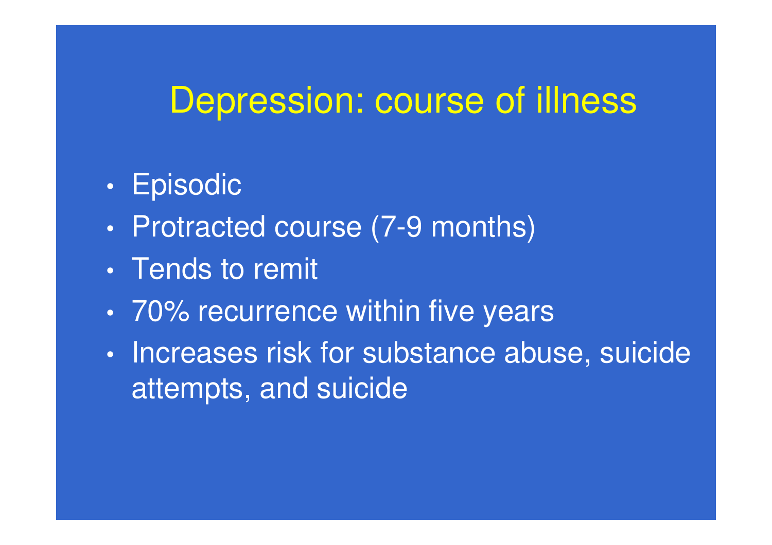# Depression: course of illness

- Episodic
- Protracted course (7-9 months)
- Tends to remit
- 70% recurrence within five years
- Increases risk for substance abuse, suicide attempts, and suicide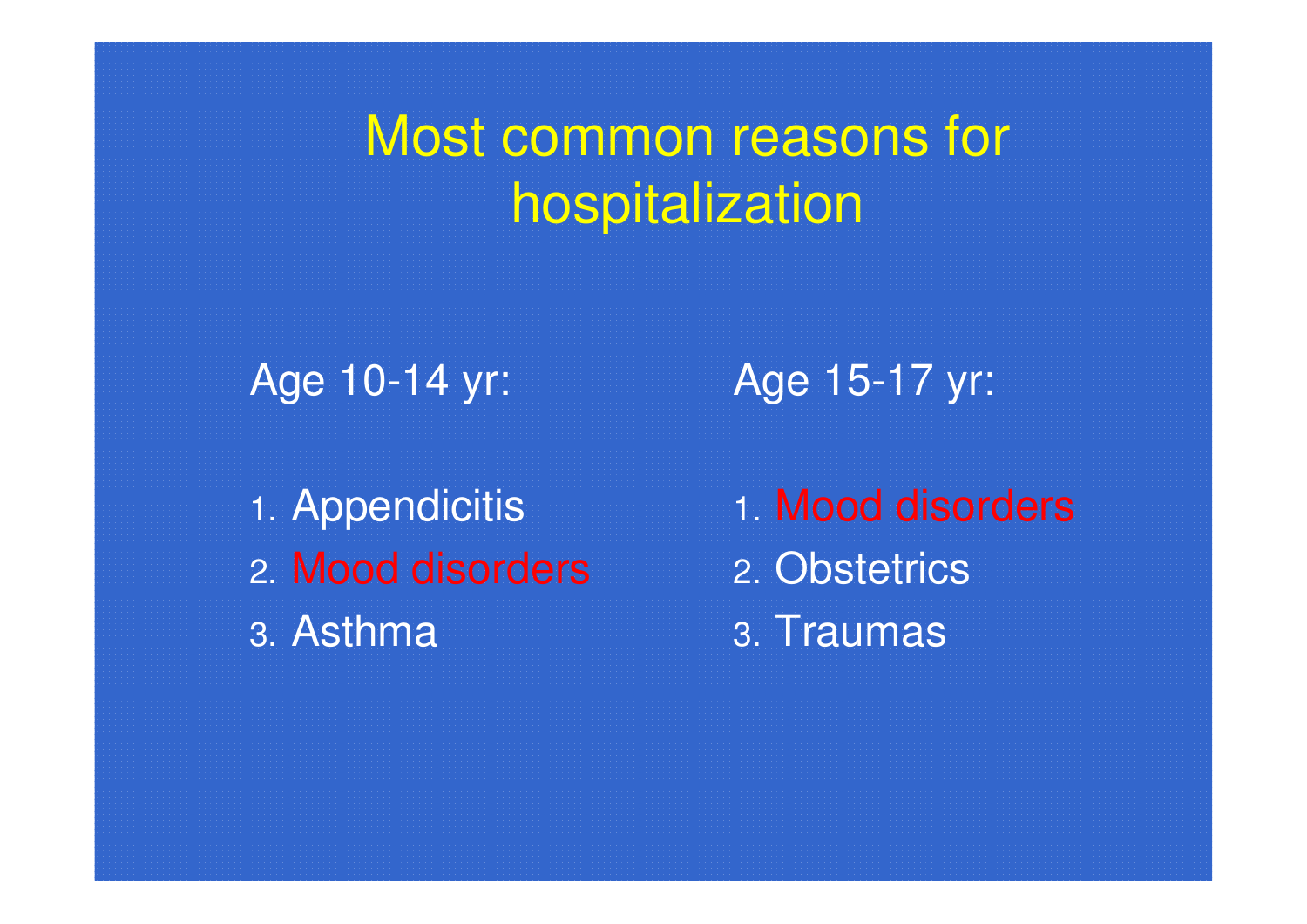# Most common reasons for hospitalization

Age 10-14 yr:

1. Appendicitis
2. Mood disorders
3. Asthma

Age 15-17 yr:

1. Mood disorders
2. Obstetrics
3. Traumas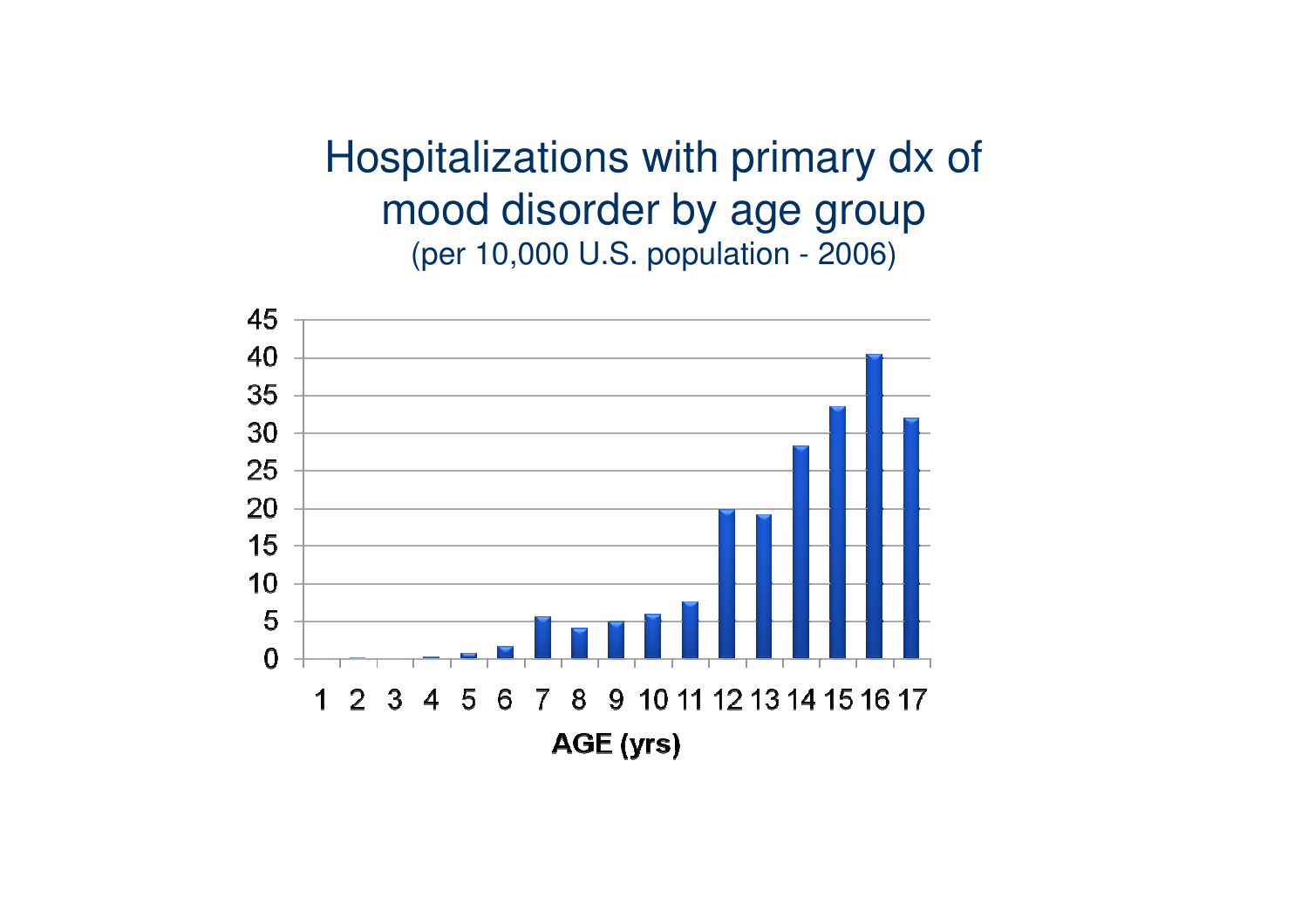# Hospitalizations with primary dx of mood disorder by age group

(per 10,000 U.S. population - 2006)

45
40
35
30
25
20
15
10
5
0

1 2 3 4 5 6 7 8 9 10 11 12 13 14 15 16 17

**AGE (yrs)**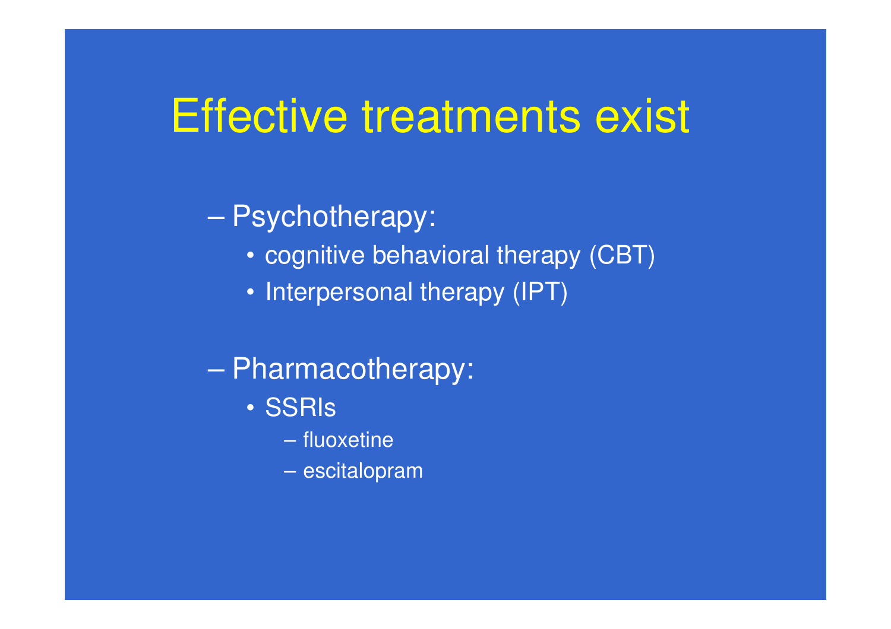# Effective treatments exist

- Psychotherapy:
  - cognitive behavioral therapy (CBT)
  - Interpersonal therapy (IPT)
- Pharmacotherapy:
  - SSRIs
    - fluoxetine
    - escitalopram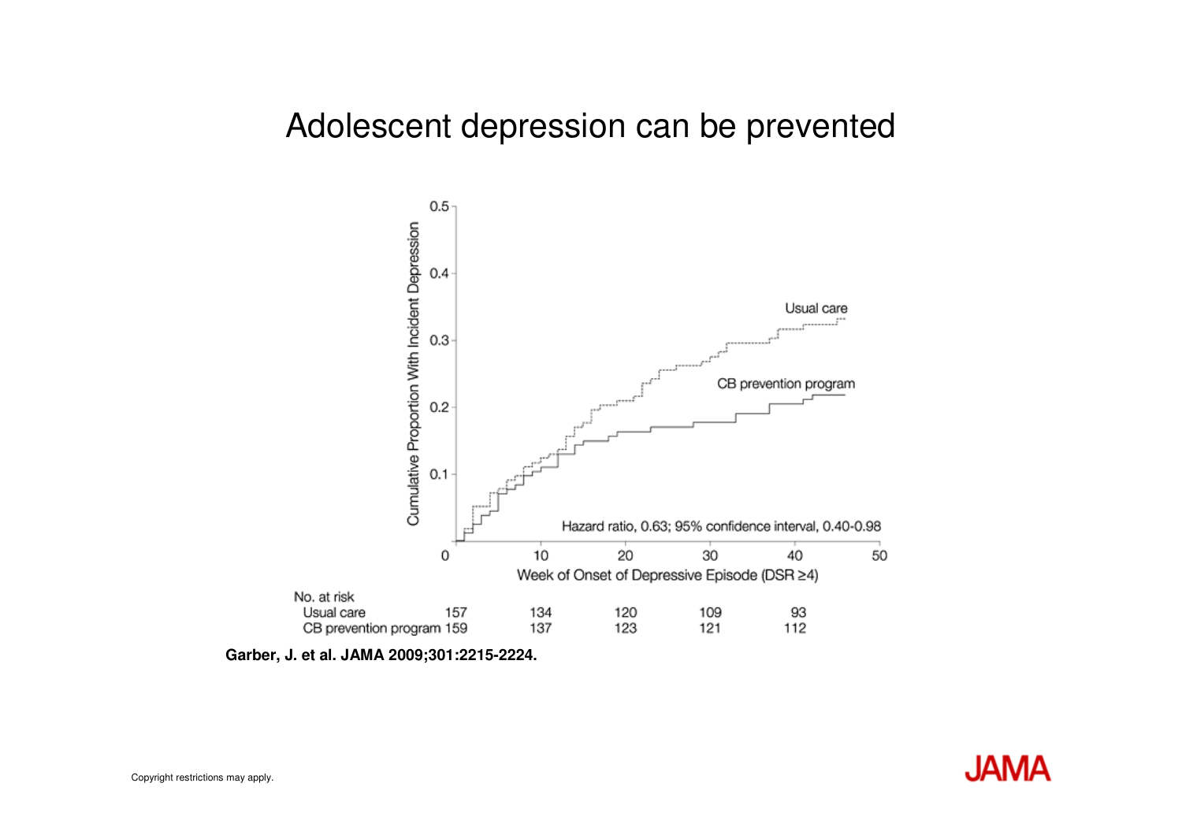# Adolescent depression can be prevented

Cumulative Proportion With Incident Depression

Usual care

CB prevention program

Hazard ratio, 0.63; 95% confidence interval, 0.40-0.98

Week of Onset of Depressive Episode (DSR ≥4)

| No. at risk | 0 | 10 | 20 | 30 | 40 |
|---|---|---|---|---|---|
| Usual care | 157 | 134 | 120 | 109 | 93 |
| CB prevention program | 159 | 137 | 123 | 121 | 112 |

**Garber, J. et al. JAMA 2009;301:2215-2224.**

Copyright restrictions may apply.

JAMA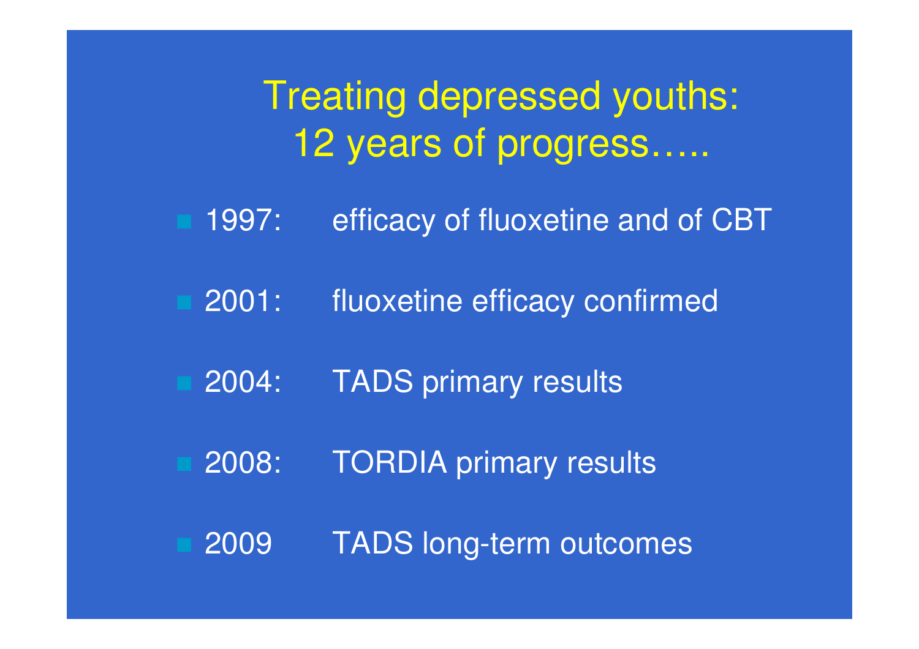# Treating depressed youths: 12 years of progress…..

- 1997: efficacy of fluoxetine and of CBT
- 2001: fluoxetine efficacy confirmed
- 2004: TADS primary results
- 2008: TORDIA primary results
- 2009 TADS long-term outcomes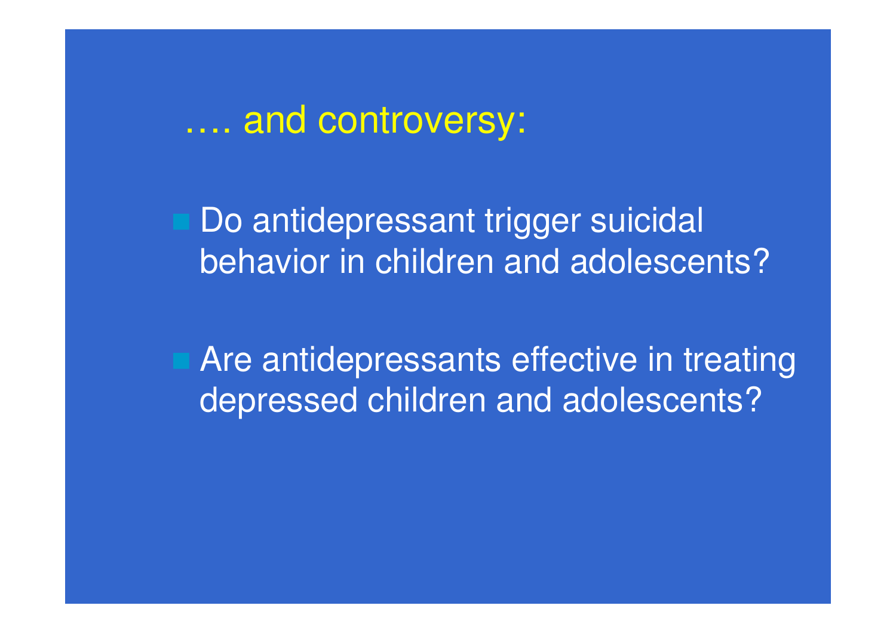## …. and controversy:

- Do antidepressant trigger suicidal behavior in children and adolescents?
- Are antidepressants effective in treating depressed children and adolescents?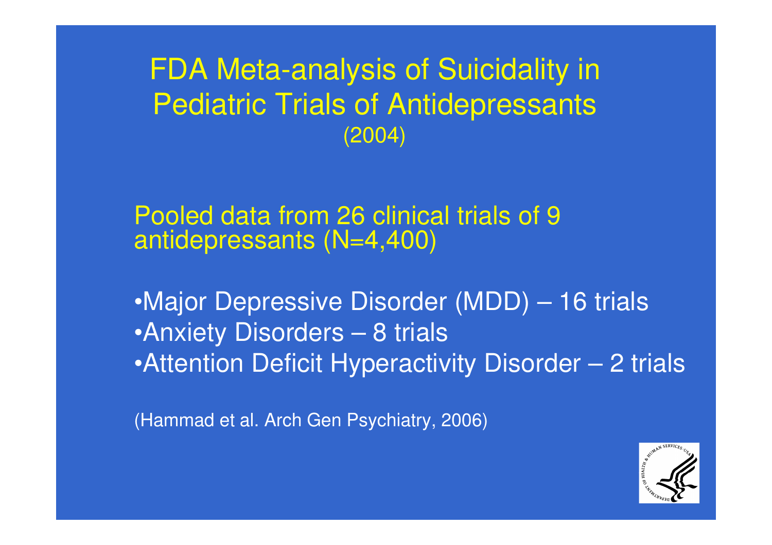# FDA Meta-analysis of Suicidality in Pediatric Trials of Antidepressants
(2004)

Pooled data from 26 clinical trials of 9 antidepressants (N=4,400)

- Major Depressive Disorder (MDD) – 16 trials
- Anxiety Disorders – 8 trials
- Attention Deficit Hyperactivity Disorder – 2 trials

(Hammad et al. Arch Gen Psychiatry, 2006)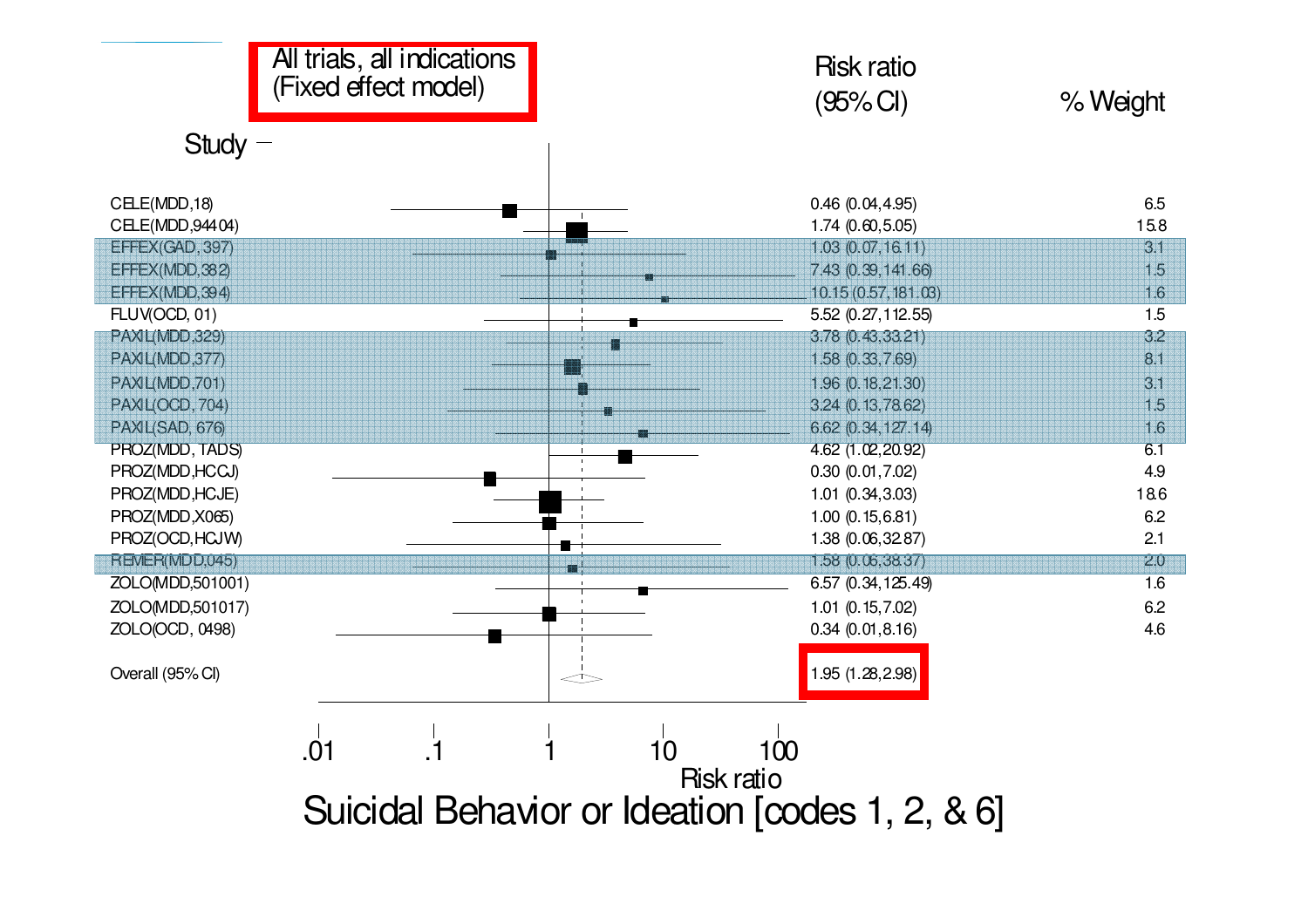All trials, all indications
(Fixed effect model)

| Study | Risk ratio (95% CI) | % Weight |
|---|---|---|
| CELE(MDD,18) | 0.46 (0.04,4.95) | 6.5 |
| CELE(MDD,94404) | 1.74 (0.60,5.05) | 15.8 |
| EFFEX(GAD, 397) | 1.03 (0.07,16.11) | 3.1 |
| EFFEX(MDD,382) | 7.43 (0.39,141.66) | 1.5 |
| EFFEX(MDD,394) | 10.15 (0.57,181.03) | 1.6 |
| FLUV(OCD, 01) | 5.52 (0.27,112.55) | 1.5 |
| PAXIL(MDD,329) | 3.78 (0.43,33.21) | 3.2 |
| PAXIL(MDD,377) | 1.58 (0.33,7.69) | 8.1 |
| PAXIL(MDD,701) | 1.96 (0.18,21.30) | 3.1 |
| PAXIL(OCD, 704) | 3.24 (0.13,78.62) | 1.5 |
| PAXIL(SAD, 676) | 6.62 (0.34,127.14) | 1.6 |
| PROZ(MDD, TADS) | 4.62 (1.02,20.92) | 6.1 |
| PROZ(MDD,HCCJ) | 0.30 (0.01,7.02) | 4.9 |
| PROZ(MDD,HCJE) | 1.01 (0.34,3.03) | 18.6 |
| PROZ(MDD,X065) | 1.00 (0.15,6.81) | 6.2 |
| PROZ(OCD,HCJW) | 1.38 (0.06,32.87) | 2.1 |
| REMER(MDD,045) | 1.58 (0.06,38.37) | 2.0 |
| ZOLO(MDD,501001) | 6.57 (0.34,125.49) | 1.6 |
| ZOLO(MDD,501017) | 1.01 (0.15,7.02) | 6.2 |
| ZOLO(OCD, 0498) | 0.34 (0.01,8.16) | 4.6 |
| Overall (95% CI) | 1.95 (1.28,2.98) | |

Risk ratio: .01 .1 1 10 100

Suicidal Behavior or Ideation [codes 1, 2, & 6]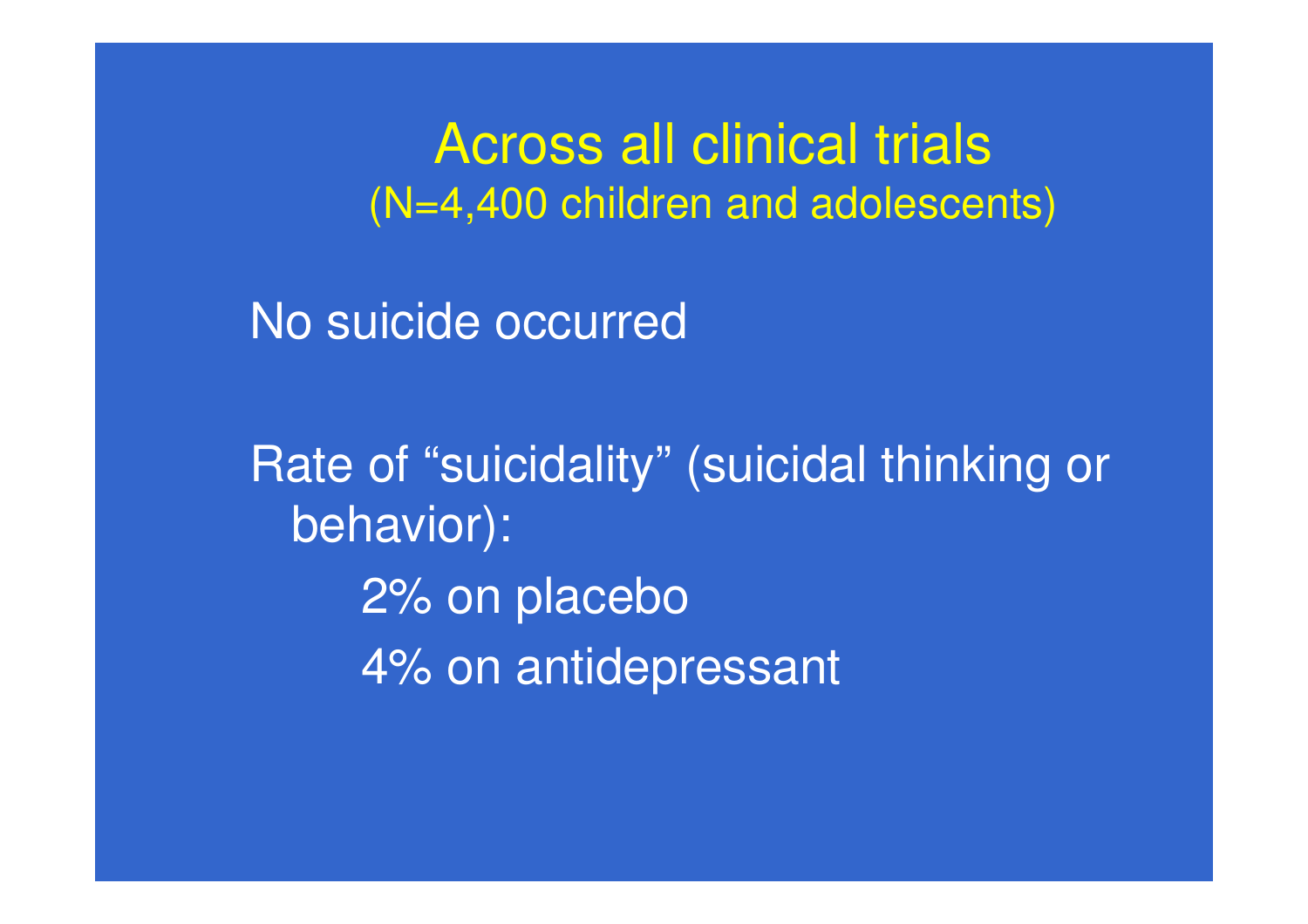# Across all clinical trials
(N=4,400 children and adolescents)

No suicide occurred

Rate of "suicidality" (suicidal thinking or behavior):

- 2% on placebo
- 4% on antidepressant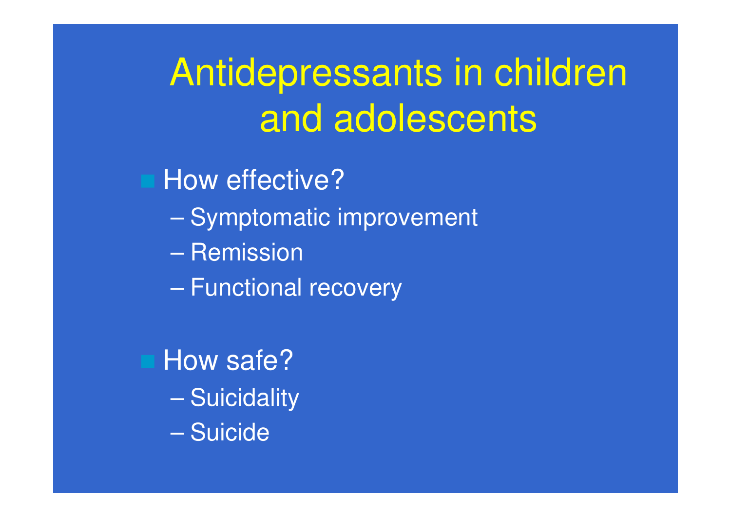# Antidepressants in children and adolescents

- How effective?
  - Symptomatic improvement
  - Remission
  - Functional recovery

- How safe?
  - Suicidality
  - Suicide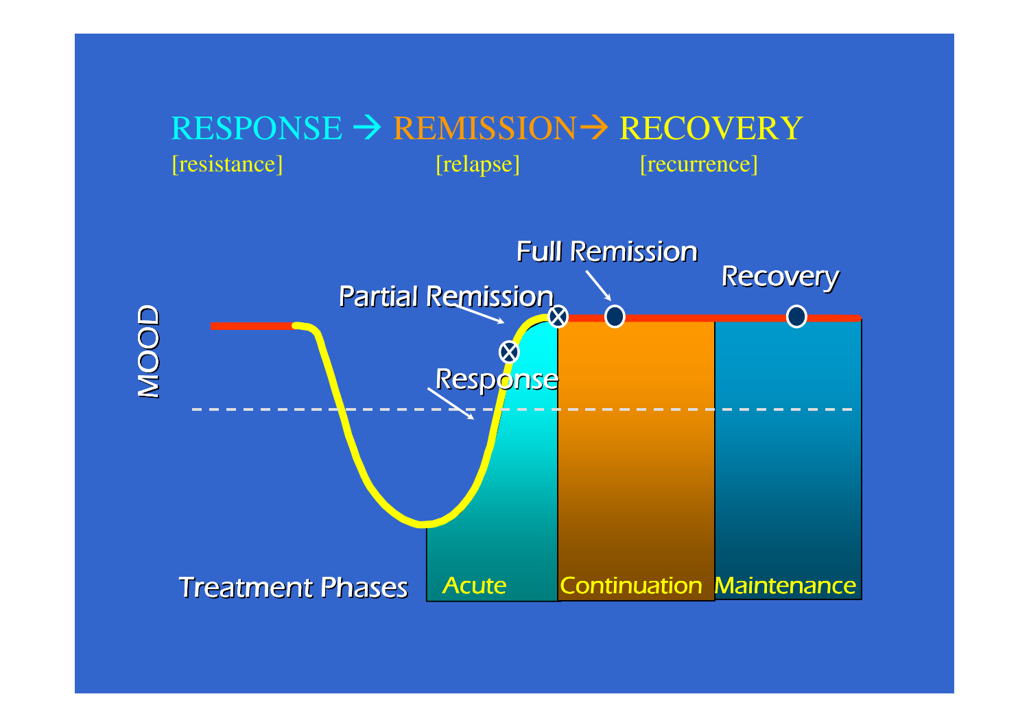# RESPONSE → REMISSION → RECOVERY

[resistance] [relapse] [recurrence]

MOOD

Full Remission

Recovery

Partial Remission

Response

Treatment Phases: Acute | Continuation | Maintenance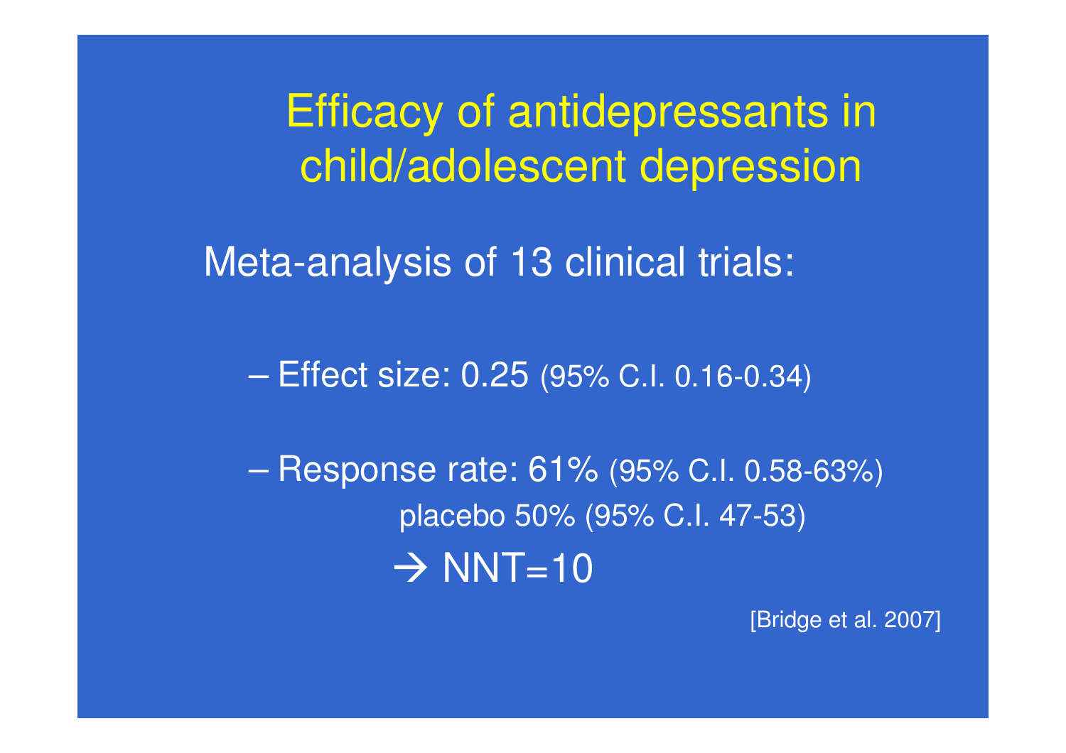# Efficacy of antidepressants in child/adolescent depression

Meta-analysis of 13 clinical trials:

- Effect size: 0.25 (95% C.I. 0.16-0.34)
- Response rate: 61% (95% C.I. 0.58-63%)
  placebo 50% (95% C.I. 47-53)
  → NNT=10

[Bridge et al. 2007]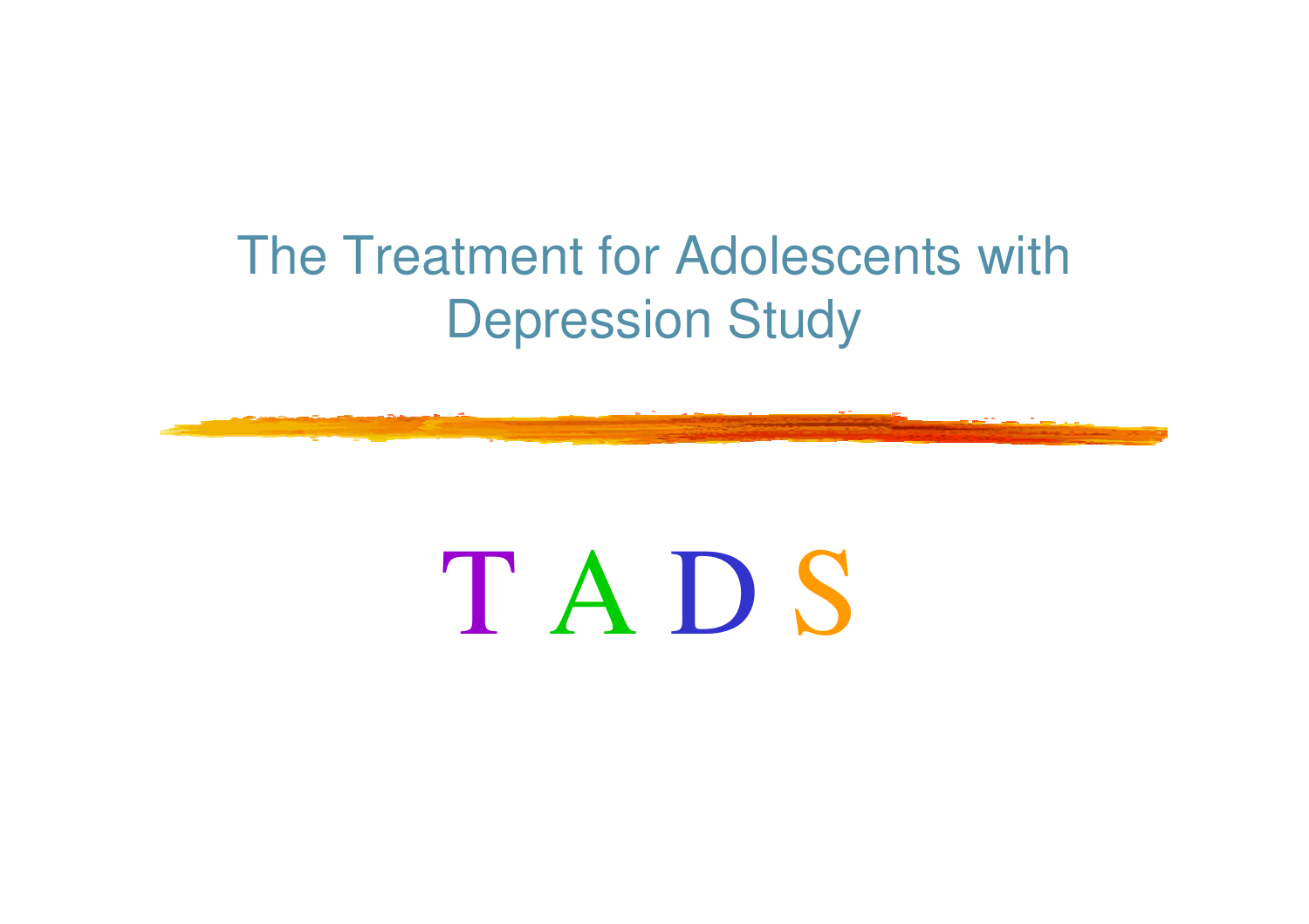# The Treatment for Adolescents with Depression Study

# T A D S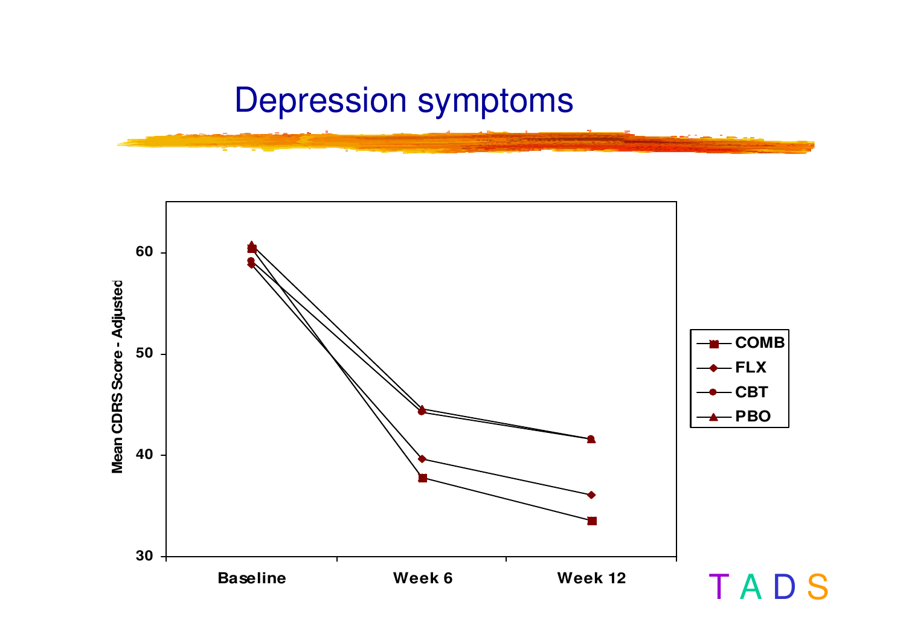# Depression symptoms

Mean CDRS Score - Adjusted

60

50

40

30

Baseline | Week 6 | Week 12

- COMB
- FLX
- CBT
- PBO

TADS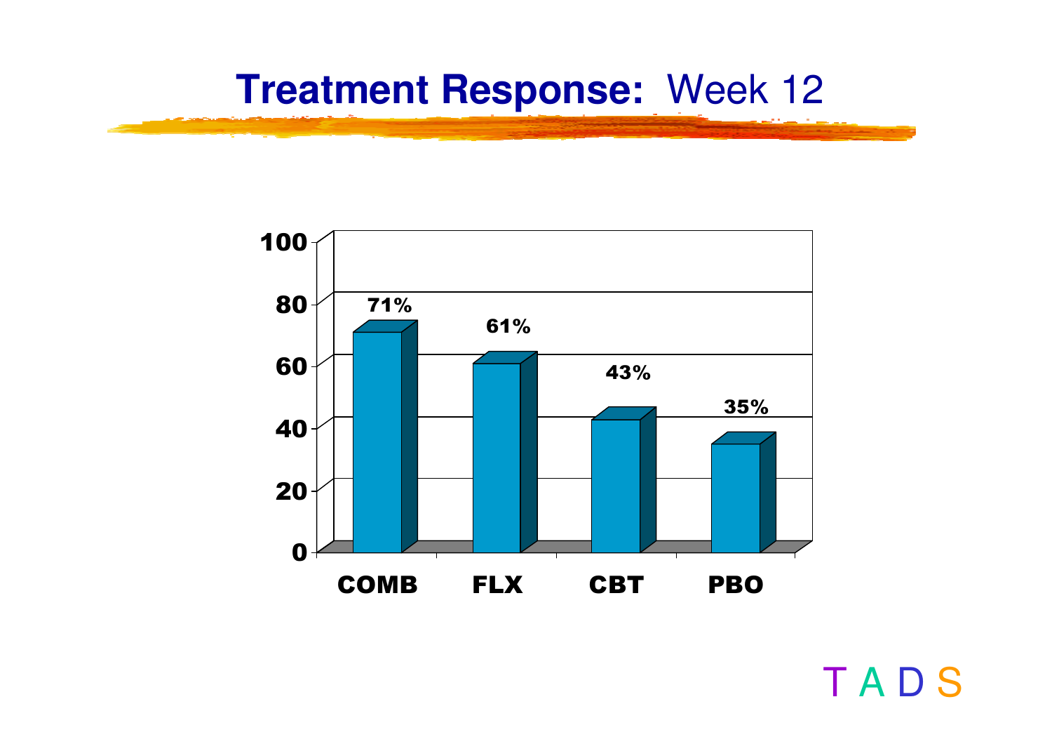# **Treatment Response:** Week 12

| | COMB | FLX | CBT | PBO |
|---|---|---|---|---|
| Response | 71% | 61% | 43% | 35% |

T A D S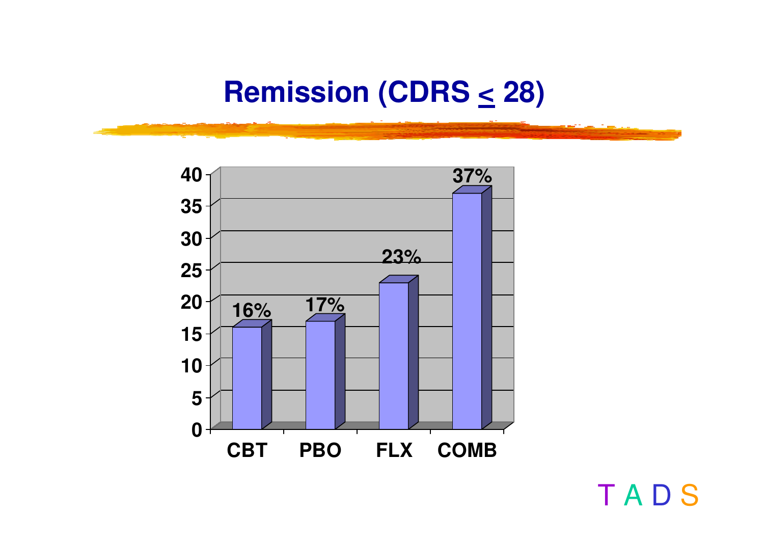# Remission (CDRS $\leq$ 28)

| | CBT | PBO | FLX | COMB |
|---|---|---|---|---|
| Remission | 16% | 17% | 23% | 37% |

T A D S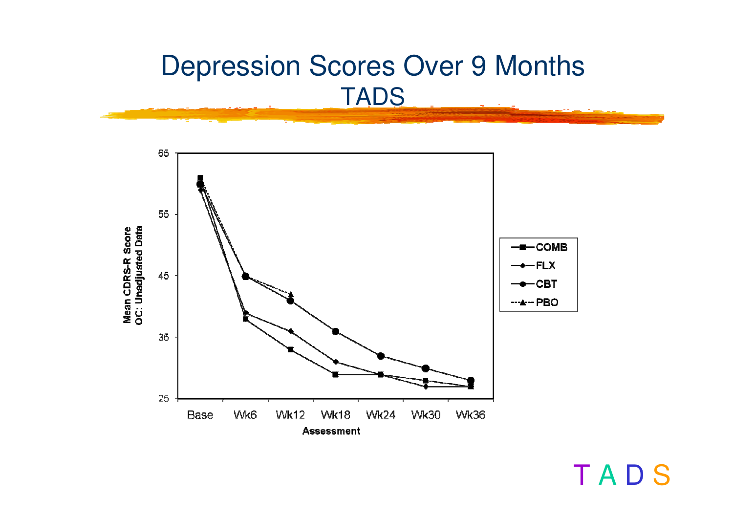# Depression Scores Over 9 Months

## TADS

Mean CDRS-R Score
OC: Unadjusted Data

65
55
45
35
25

Base Wk6 Wk12 Wk18 Wk24 Wk30 Wk36

Assessment

- COMB
- FLX
- CBT
- PBO

T A D S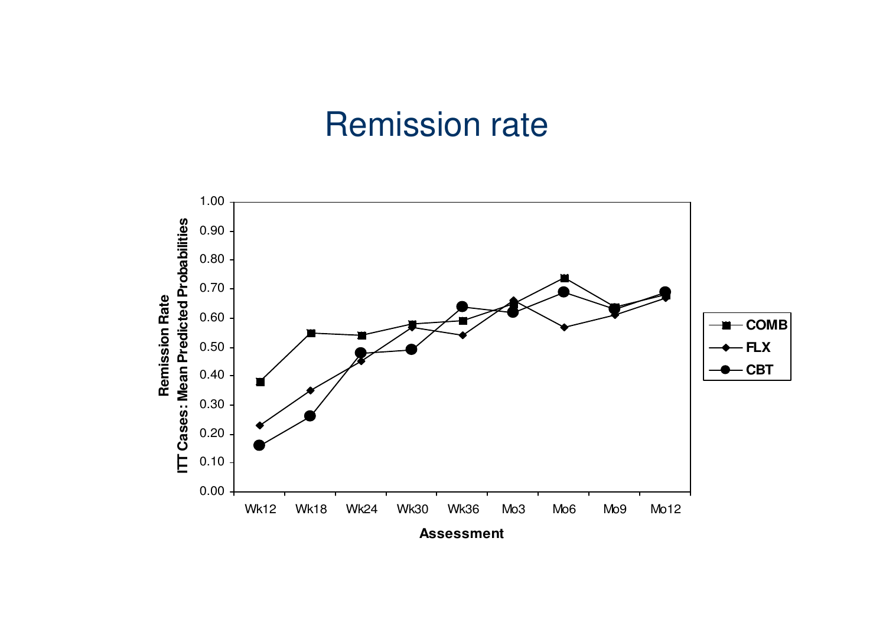# Remission rate

Remission Rate
ITT Cases: Mean Predicted Probabilities

1.00
0.90
0.80
0.70
0.60
0.50
0.40
0.30
0.20
0.10
0.00

Wk12 Wk18 Wk24 Wk30 Wk36 Mo3 Mo6 Mo9 Mo12

Assessment

**COMB**
**FLX**
**CBT**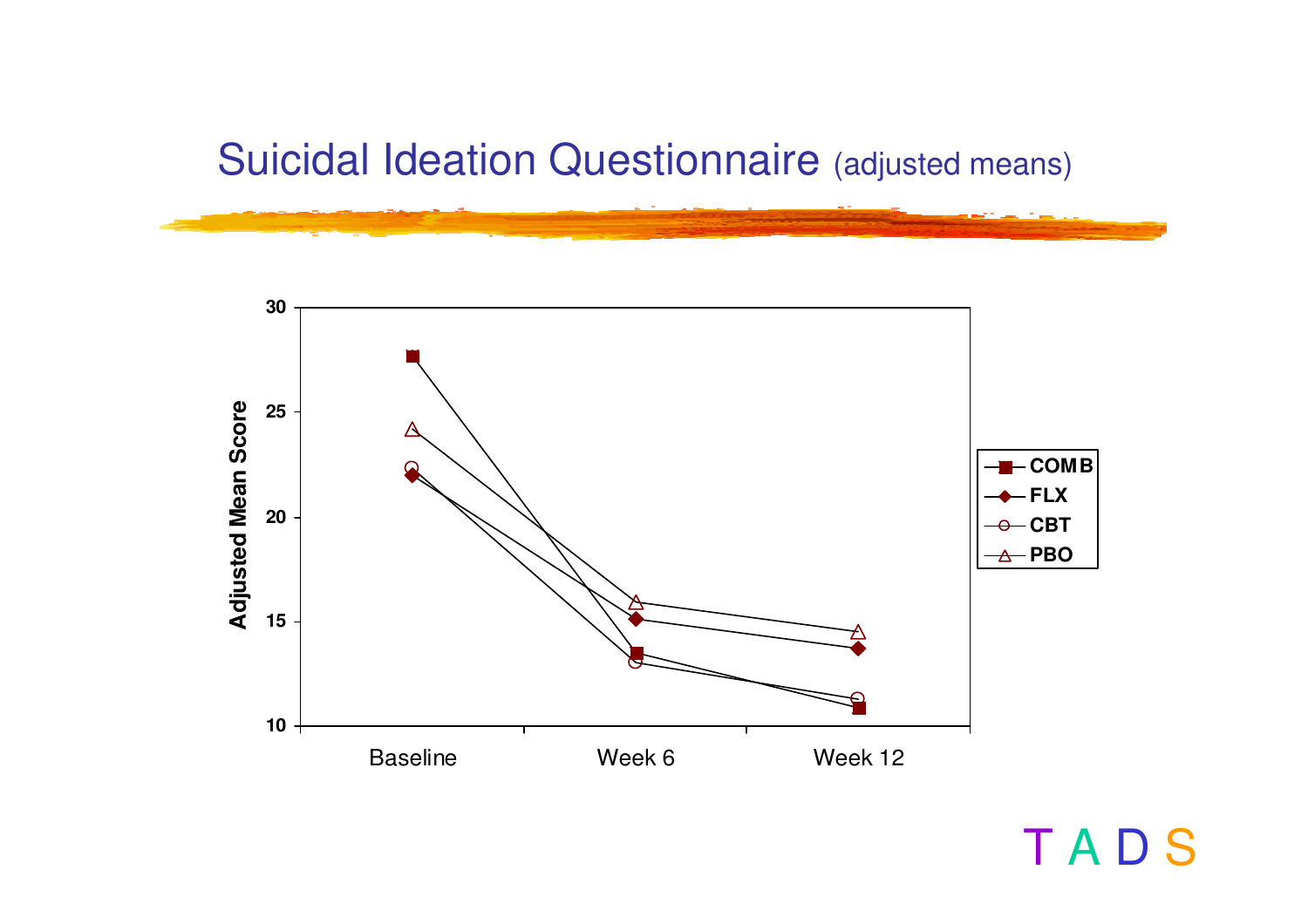# Suicidal Ideation Questionnaire (adjusted means)

Adjusted Mean Score

30
25
20
15
10

Baseline | Week 6 | Week 12

COMB
FLX
CBT
PBO

T A D S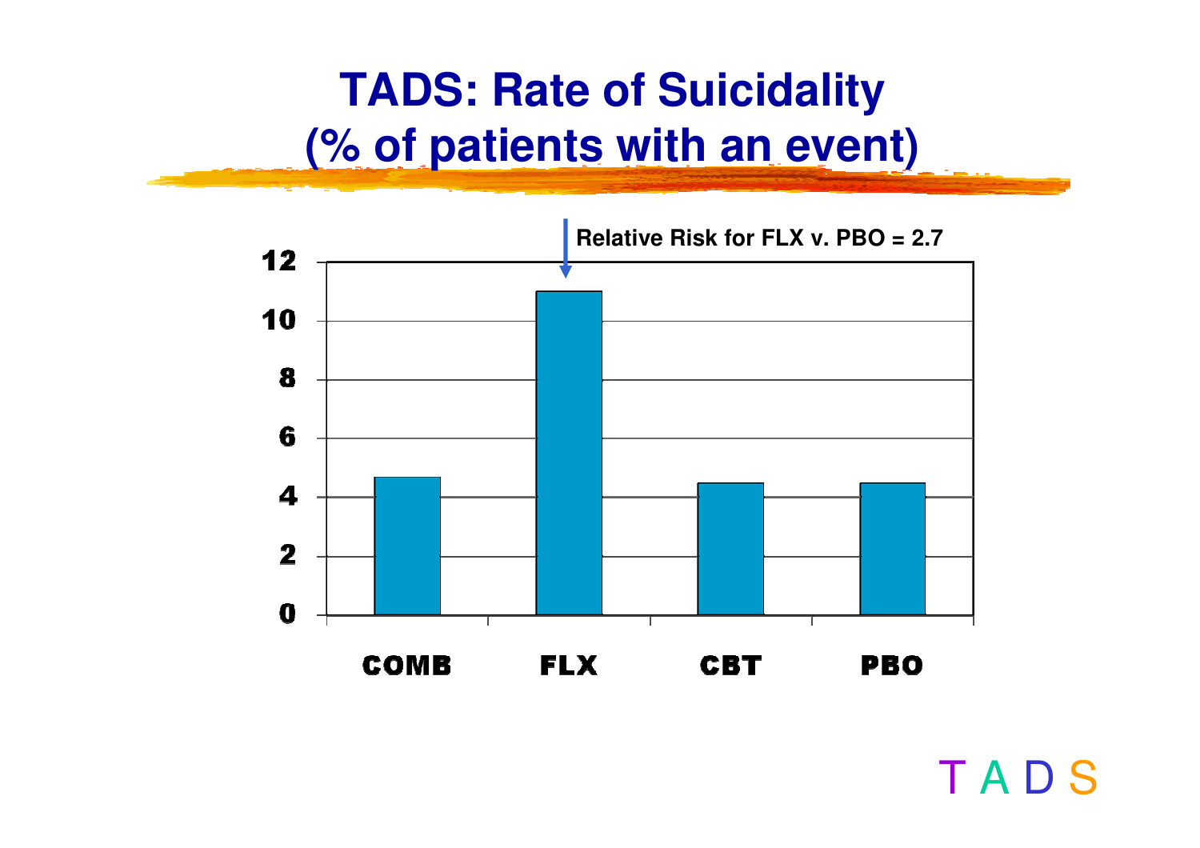# TADS: Rate of Suicidality (% of patients with an event)

Relative Risk for FLX v. PBO = 2.7

| | COMB | FLX | CBT | PBO |
|---|---|---|---|---|

Y-axis: 0, 2, 4, 6, 8, 10, 12

TADS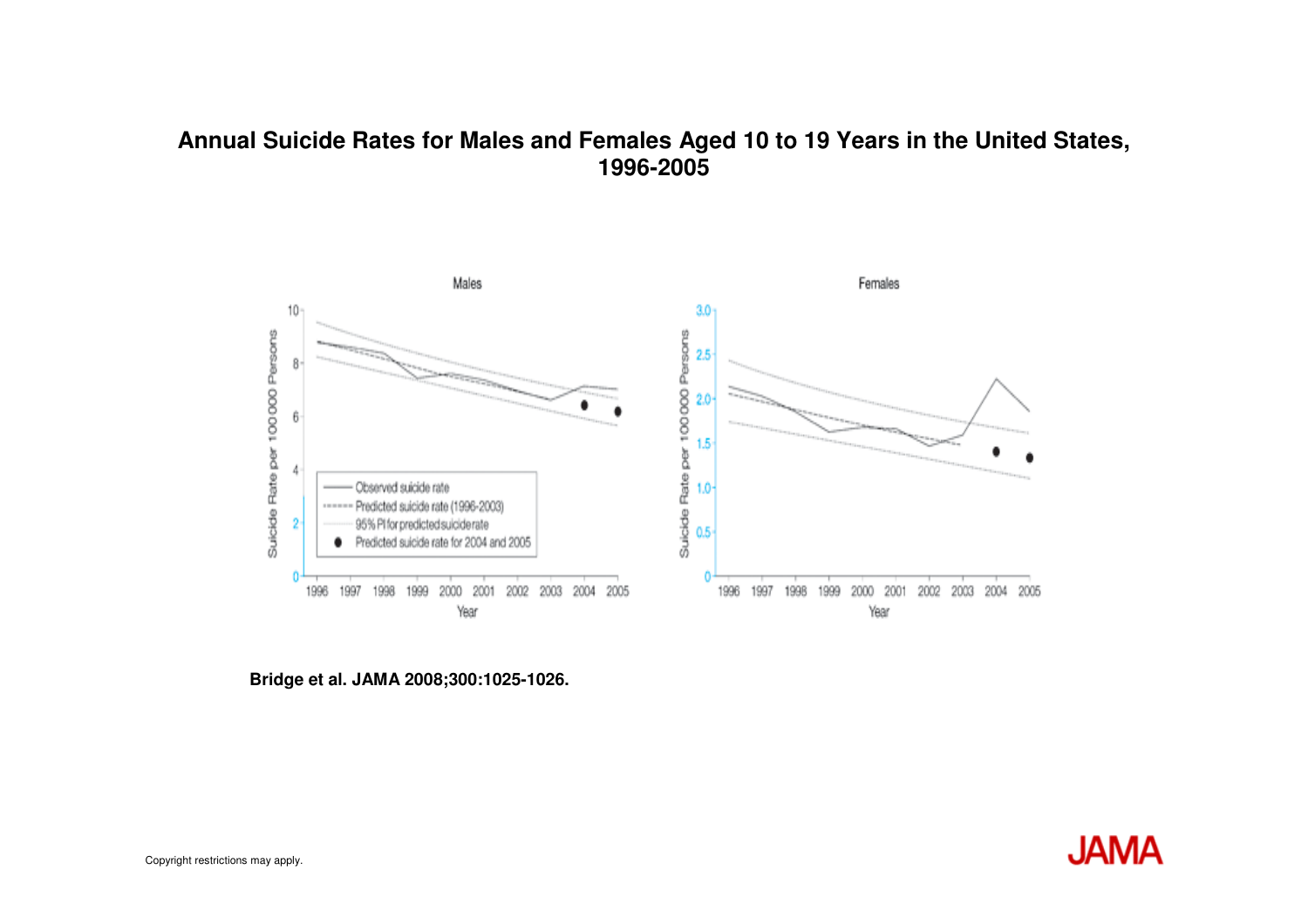## Annual Suicide Rates for Males and Females Aged 10 to 19 Years in the United States, 1996-2005

Males

Females

Suicide Rate per 100 000 Persons

Year

Observed suicide rate

Predicted suicide rate (1996-2003)

95% PI for predicted suicide rate

Predicted suicide rate for 2004 and 2005

**Bridge et al. JAMA 2008;300:1025-1026.**

Copyright restrictions may apply.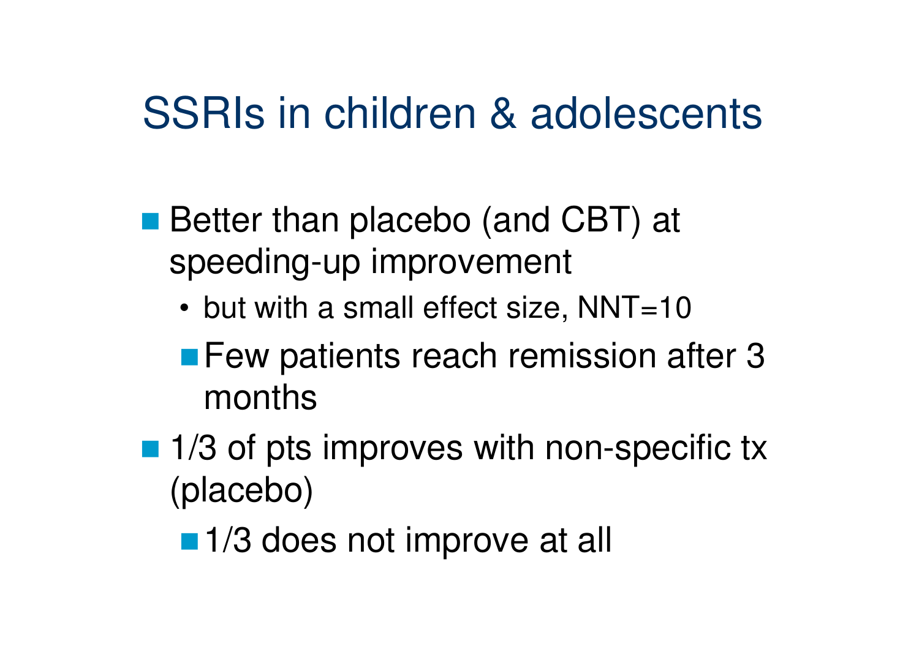# SSRIs in children & adolescents

- Better than placebo (and CBT) at speeding-up improvement
  - but with a small effect size, NNT=10
  - Few patients reach remission after 3 months
- 1/3 of pts improves with non-specific tx (placebo)
  - 1/3 does not improve at all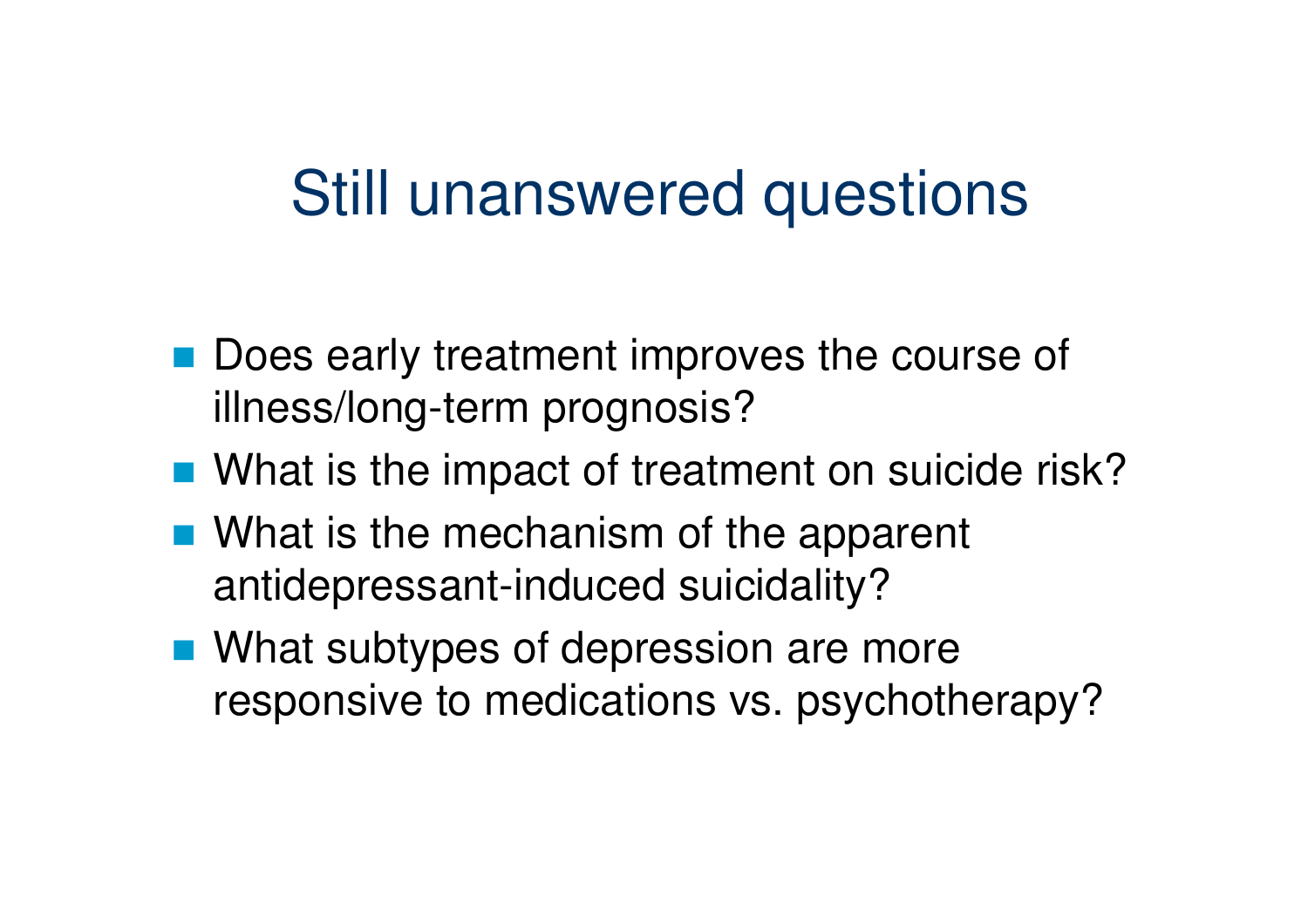# Still unanswered questions

- Does early treatment improves the course of illness/long-term prognosis?
- What is the impact of treatment on suicide risk?
- What is the mechanism of the apparent antidepressant-induced suicidality?
- What subtypes of depression are more responsive to medications vs. psychotherapy?